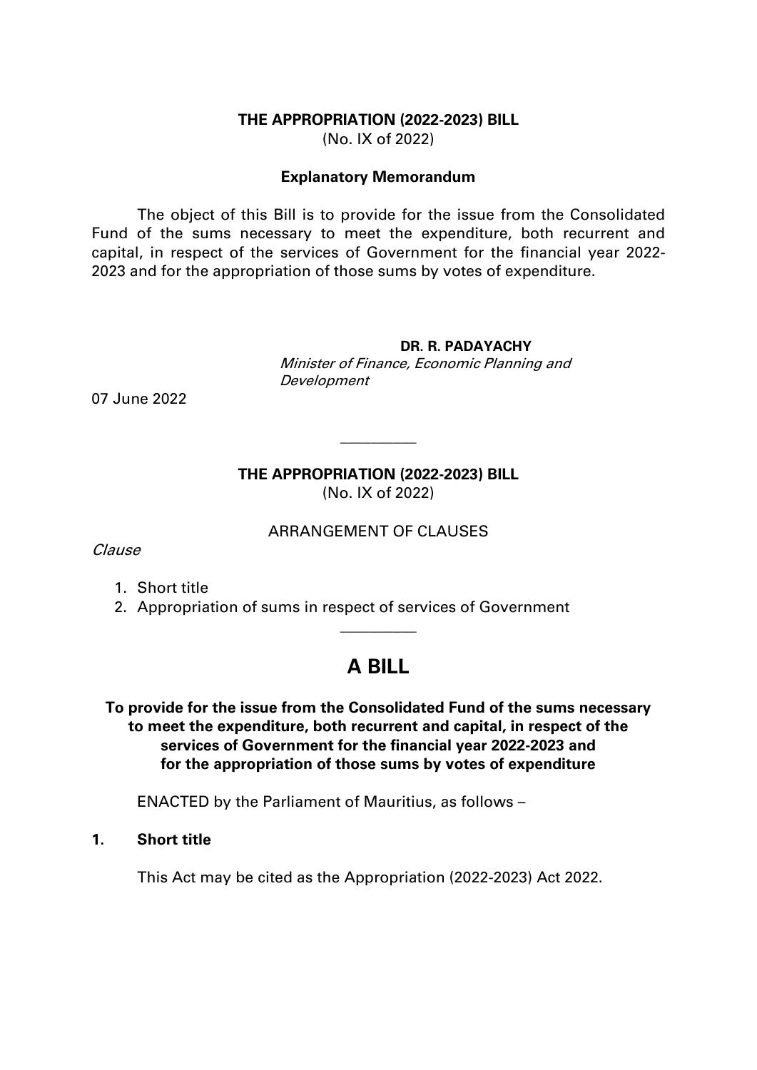**THE APPROPRIATION (2022-2023) BILL**
(No. IX of 2022)

**Explanatory Memorandum**

The object of this Bill is to provide for the issue from the Consolidated Fund of the sums necessary to meet the expenditure, both recurrent and capital, in respect of the services of Government for the financial year 2022-2023 and for the appropriation of those sums by votes of expenditure.

**DR. R. PADAYACHY**
*Minister of Finance, Economic Planning and Development*

07 June 2022

---

**THE APPROPRIATION (2022-2023) BILL**
(No. IX of 2022)

ARRANGEMENT OF CLAUSES

*Clause*

1. Short title
2. Appropriation of sums in respect of services of Government

---

# A BILL

**To provide for the issue from the Consolidated Fund of the sums necessary to meet the expenditure, both recurrent and capital, in respect of the services of Government for the financial year 2022-2023 and for the appropriation of those sums by votes of expenditure**

ENACTED by the Parliament of Mauritius, as follows –

**1. Short title**

This Act may be cited as the Appropriation (2022-2023) Act 2022.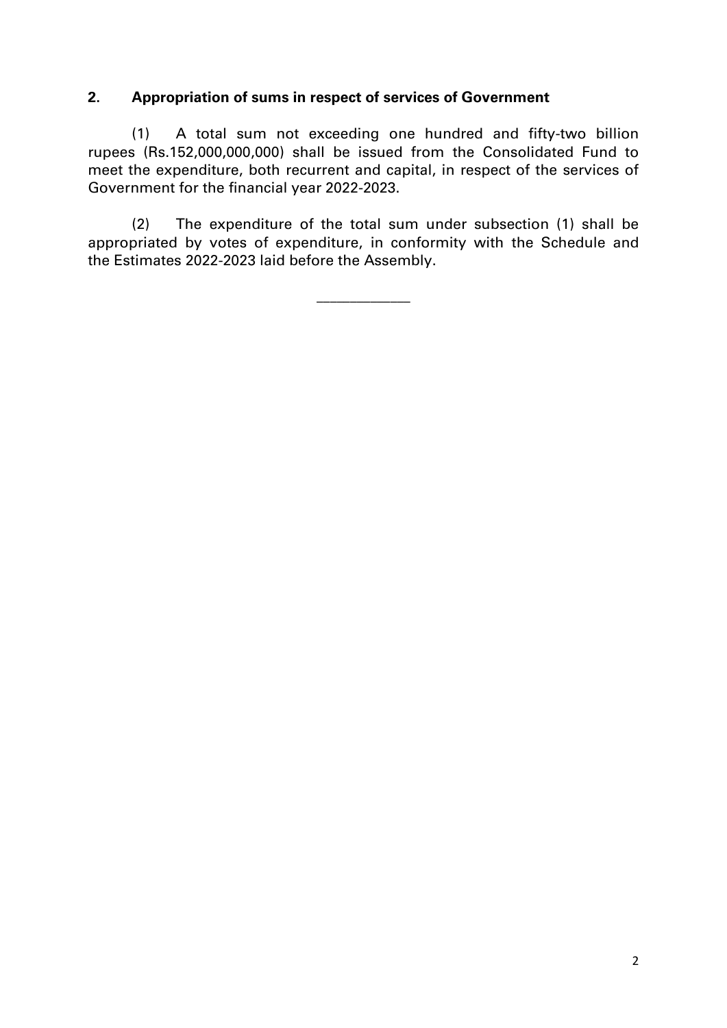## 2. Appropriation of sums in respect of services of Government

(1) A total sum not exceeding one hundred and fifty-two billion rupees (Rs.152,000,000,000) shall be issued from the Consolidated Fund to meet the expenditure, both recurrent and capital, in respect of the services of Government for the financial year 2022-2023.

(2) The expenditure of the total sum under subsection (1) shall be appropriated by votes of expenditure, in conformity with the Schedule and the Estimates 2022-2023 laid before the Assembly.

---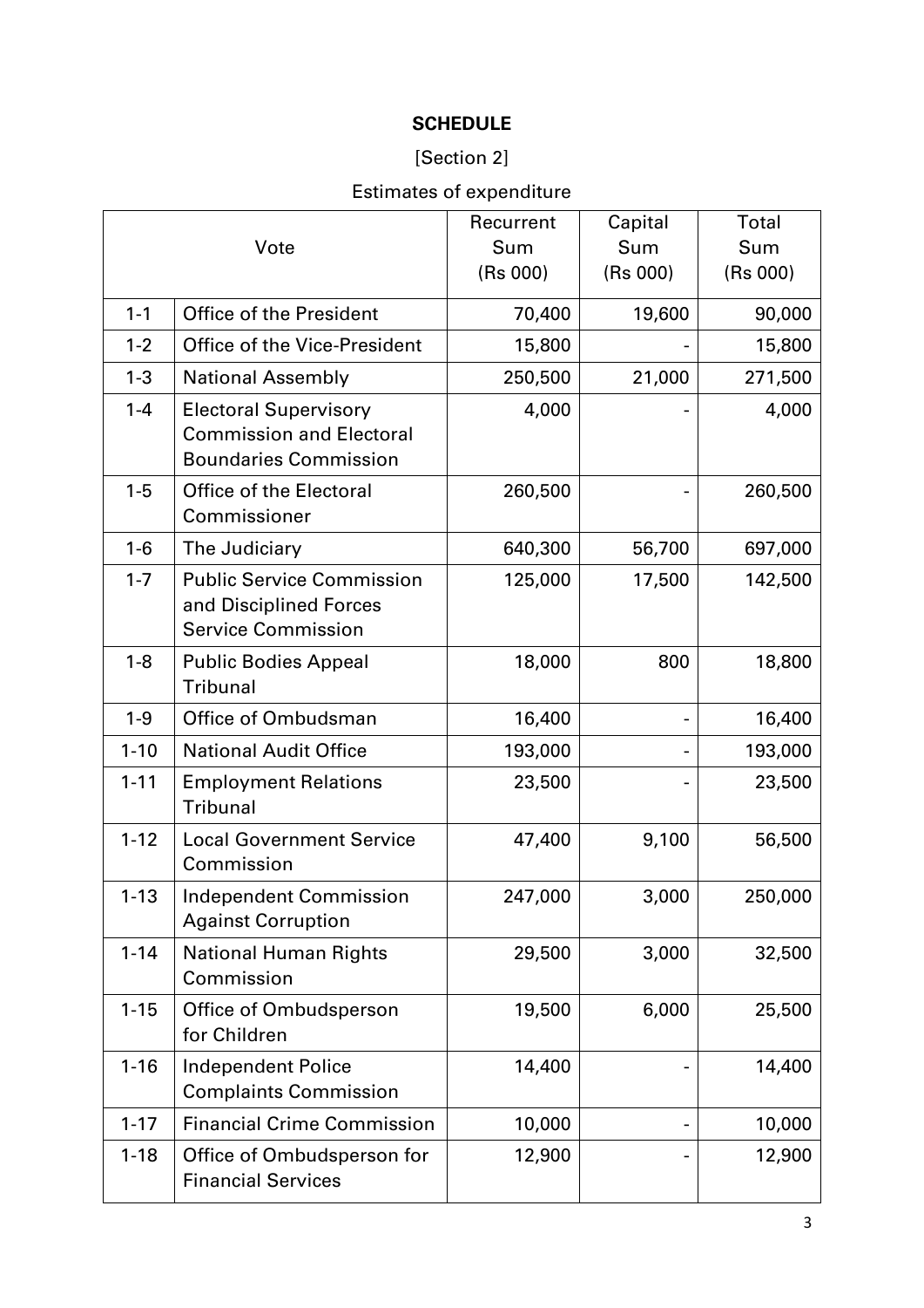# SCHEDULE

[Section 2]

Estimates of expenditure

| Vote | | Recurrent Sum (Rs 000) | Capital Sum (Rs 000) | Total Sum (Rs 000) |
|---|---|---:|---:|---:|
| 1-1 | Office of the President | 70,400 | 19,600 | 90,000 |
| 1-2 | Office of the Vice-President | 15,800 | - | 15,800 |
| 1-3 | National Assembly | 250,500 | 21,000 | 271,500 |
| 1-4 | Electoral Supervisory Commission and Electoral Boundaries Commission | 4,000 | - | 4,000 |
| 1-5 | Office of the Electoral Commissioner | 260,500 | - | 260,500 |
| 1-6 | The Judiciary | 640,300 | 56,700 | 697,000 |
| 1-7 | Public Service Commission and Disciplined Forces Service Commission | 125,000 | 17,500 | 142,500 |
| 1-8 | Public Bodies Appeal Tribunal | 18,000 | 800 | 18,800 |
| 1-9 | Office of Ombudsman | 16,400 | - | 16,400 |
| 1-10 | National Audit Office | 193,000 | - | 193,000 |
| 1-11 | Employment Relations Tribunal | 23,500 | - | 23,500 |
| 1-12 | Local Government Service Commission | 47,400 | 9,100 | 56,500 |
| 1-13 | Independent Commission Against Corruption | 247,000 | 3,000 | 250,000 |
| 1-14 | National Human Rights Commission | 29,500 | 3,000 | 32,500 |
| 1-15 | Office of Ombudsperson for Children | 19,500 | 6,000 | 25,500 |
| 1-16 | Independent Police Complaints Commission | 14,400 | - | 14,400 |
| 1-17 | Financial Crime Commission | 10,000 | - | 10,000 |
| 1-18 | Office of Ombudsperson for Financial Services | 12,900 | - | 12,900 |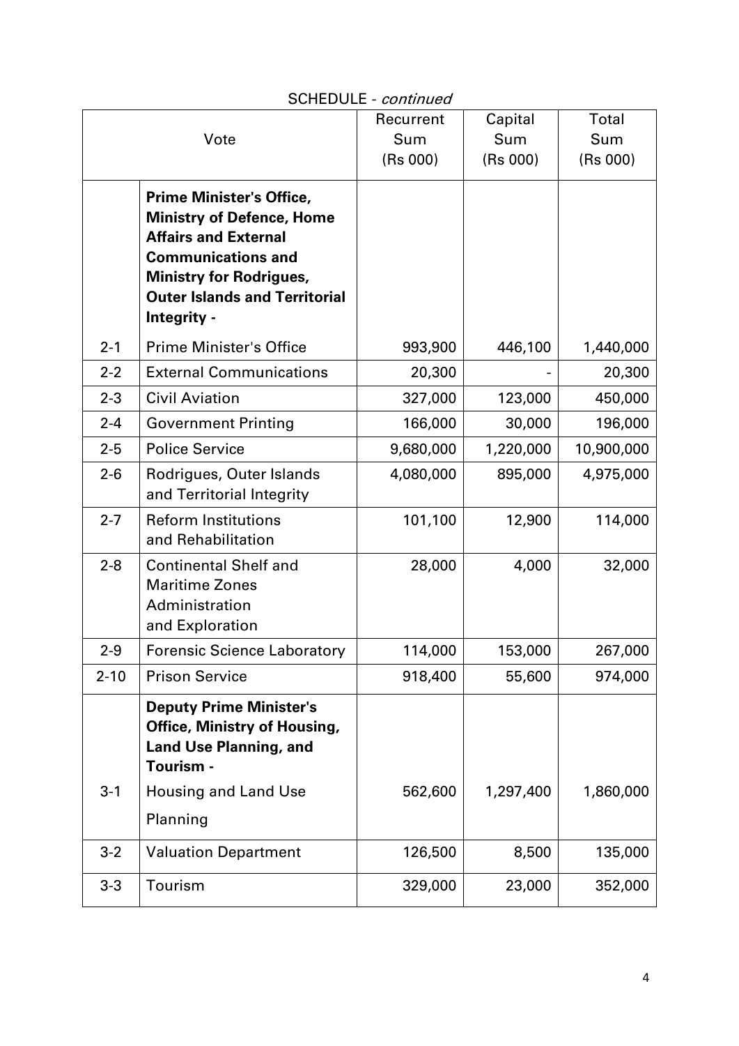SCHEDULE - *continued*

| Vote | | Recurrent Sum (Rs 000) | Capital Sum (Rs 000) | Total Sum (Rs 000) |
|---|---|---|---|---|
| | **Prime Minister's Office, Ministry of Defence, Home Affairs and External Communications and Ministry for Rodrigues, Outer Islands and Territorial Integrity -** | | | |
| 2-1 | Prime Minister's Office | 993,900 | 446,100 | 1,440,000 |
| 2-2 | External Communications | 20,300 | - | 20,300 |
| 2-3 | Civil Aviation | 327,000 | 123,000 | 450,000 |
| 2-4 | Government Printing | 166,000 | 30,000 | 196,000 |
| 2-5 | Police Service | 9,680,000 | 1,220,000 | 10,900,000 |
| 2-6 | Rodrigues, Outer Islands and Territorial Integrity | 4,080,000 | 895,000 | 4,975,000 |
| 2-7 | Reform Institutions and Rehabilitation | 101,100 | 12,900 | 114,000 |
| 2-8 | Continental Shelf and Maritime Zones Administration and Exploration | 28,000 | 4,000 | 32,000 |
| 2-9 | Forensic Science Laboratory | 114,000 | 153,000 | 267,000 |
| 2-10 | Prison Service | 918,400 | 55,600 | 974,000 |
| | **Deputy Prime Minister's Office, Ministry of Housing, Land Use Planning, and Tourism -** | | | |
| 3-1 | Housing and Land Use Planning | 562,600 | 1,297,400 | 1,860,000 |
| 3-2 | Valuation Department | 126,500 | 8,500 | 135,000 |
| 3-3 | Tourism | 329,000 | 23,000 | 352,000 |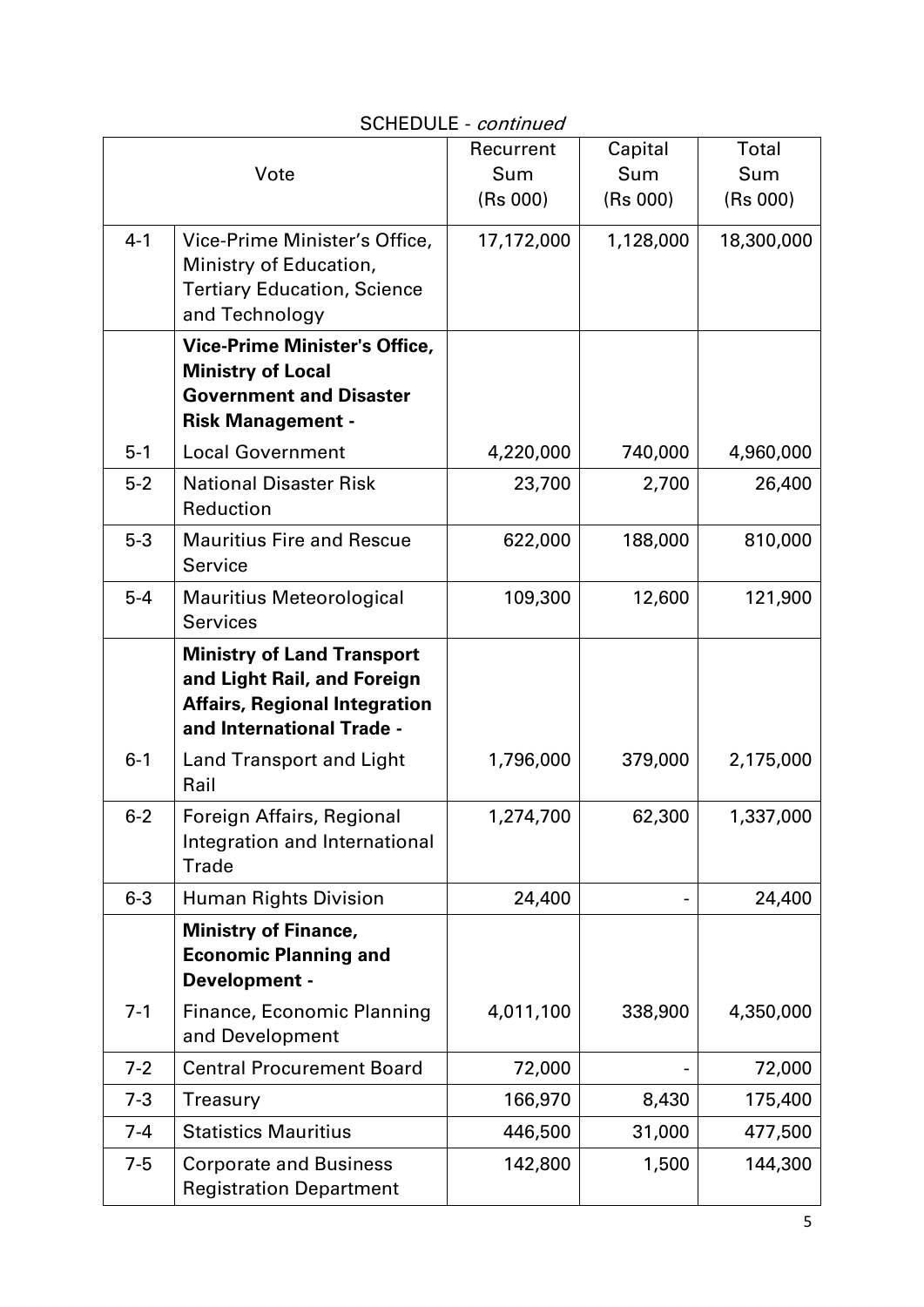SCHEDULE - *continued*

| Vote | | Recurrent Sum (Rs 000) | Capital Sum (Rs 000) | Total Sum (Rs 000) |
|---|---|---|---|---|
| 4-1 | Vice-Prime Minister's Office, Ministry of Education, Tertiary Education, Science and Technology | 17,172,000 | 1,128,000 | 18,300,000 |
| | **Vice-Prime Minister's Office, Ministry of Local Government and Disaster Risk Management -** | | | |
| 5-1 | Local Government | 4,220,000 | 740,000 | 4,960,000 |
| 5-2 | National Disaster Risk Reduction | 23,700 | 2,700 | 26,400 |
| 5-3 | Mauritius Fire and Rescue Service | 622,000 | 188,000 | 810,000 |
| 5-4 | Mauritius Meteorological Services | 109,300 | 12,600 | 121,900 |
| | **Ministry of Land Transport and Light Rail, and Foreign Affairs, Regional Integration and International Trade -** | | | |
| 6-1 | Land Transport and Light Rail | 1,796,000 | 379,000 | 2,175,000 |
| 6-2 | Foreign Affairs, Regional Integration and International Trade | 1,274,700 | 62,300 | 1,337,000 |
| 6-3 | Human Rights Division | 24,400 | - | 24,400 |
| | **Ministry of Finance, Economic Planning and Development -** | | | |
| 7-1 | Finance, Economic Planning and Development | 4,011,100 | 338,900 | 4,350,000 |
| 7-2 | Central Procurement Board | 72,000 | - | 72,000 |
| 7-3 | Treasury | 166,970 | 8,430 | 175,400 |
| 7-4 | Statistics Mauritius | 446,500 | 31,000 | 477,500 |
| 7-5 | Corporate and Business Registration Department | 142,800 | 1,500 | 144,300 |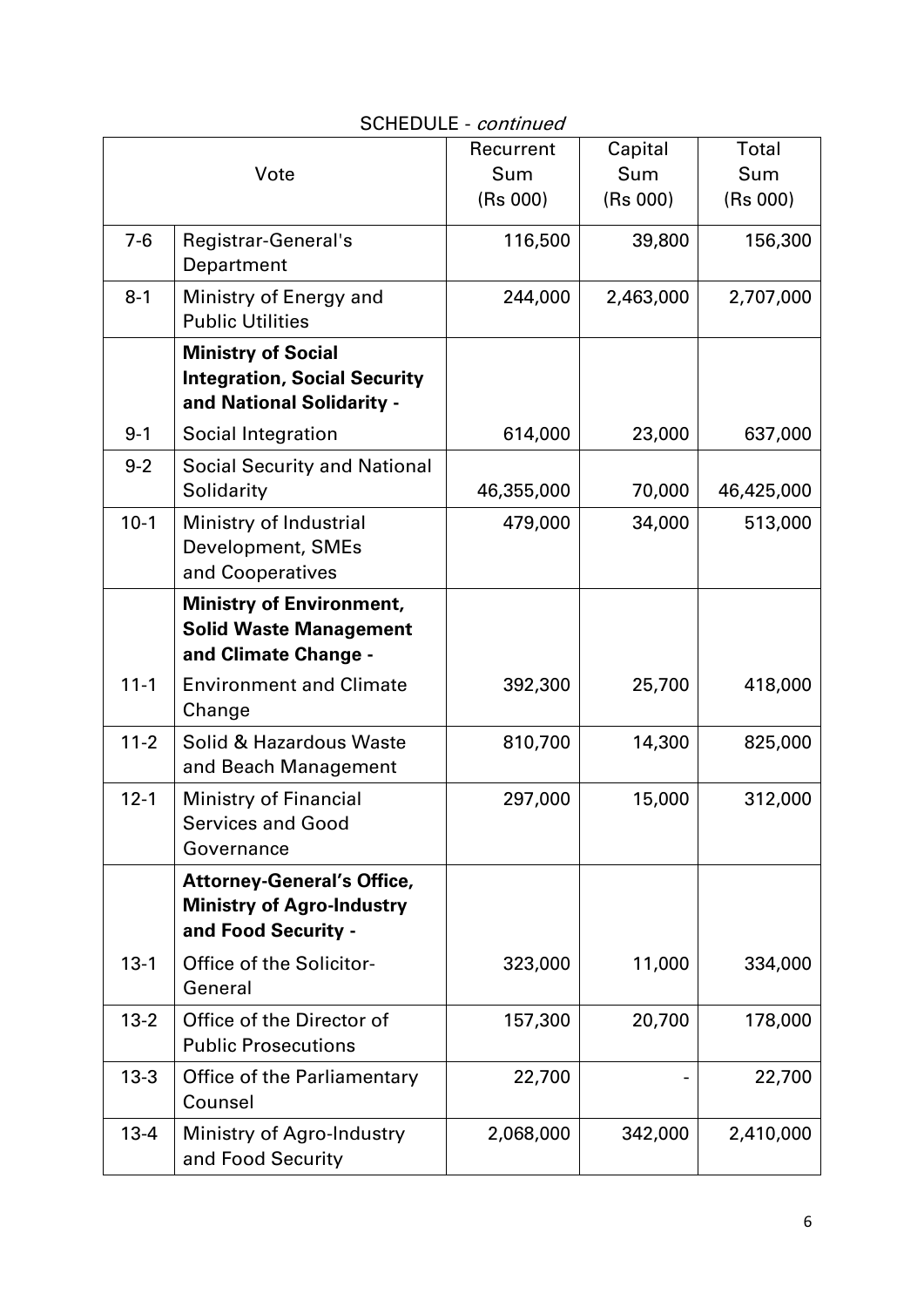SCHEDULE - *continued*

| Vote | | Recurrent Sum (Rs 000) | Capital Sum (Rs 000) | Total Sum (Rs 000) |
|---|---|---|---|---|
| 7-6 | Registrar-General's Department | 116,500 | 39,800 | 156,300 |
| 8-1 | Ministry of Energy and Public Utilities | 244,000 | 2,463,000 | 2,707,000 |
| | **Ministry of Social Integration, Social Security and National Solidarity -** | | | |
| 9-1 | Social Integration | 614,000 | 23,000 | 637,000 |
| 9-2 | Social Security and National Solidarity | 46,355,000 | 70,000 | 46,425,000 |
| 10-1 | Ministry of Industrial Development, SMEs and Cooperatives | 479,000 | 34,000 | 513,000 |
| | **Ministry of Environment, Solid Waste Management and Climate Change -** | | | |
| 11-1 | Environment and Climate Change | 392,300 | 25,700 | 418,000 |
| 11-2 | Solid & Hazardous Waste and Beach Management | 810,700 | 14,300 | 825,000 |
| 12-1 | Ministry of Financial Services and Good Governance | 297,000 | 15,000 | 312,000 |
| | **Attorney-General's Office, Ministry of Agro-Industry and Food Security -** | | | |
| 13-1 | Office of the Solicitor-General | 323,000 | 11,000 | 334,000 |
| 13-2 | Office of the Director of Public Prosecutions | 157,300 | 20,700 | 178,000 |
| 13-3 | Office of the Parliamentary Counsel | 22,700 | - | 22,700 |
| 13-4 | Ministry of Agro-Industry and Food Security | 2,068,000 | 342,000 | 2,410,000 |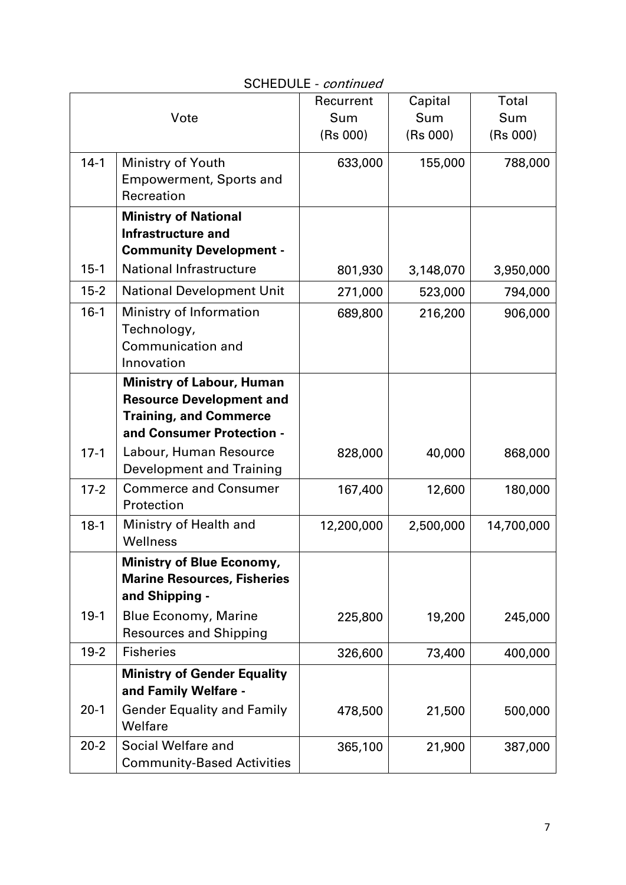SCHEDULE - *continued*

| Vote | | Recurrent Sum (Rs 000) | Capital Sum (Rs 000) | Total Sum (Rs 000) |
|---|---|---|---|---|
| 14-1 | Ministry of Youth Empowerment, Sports and Recreation | 633,000 | 155,000 | 788,000 |
| | **Ministry of National Infrastructure and Community Development -** | | | |
| 15-1 | National Infrastructure | 801,930 | 3,148,070 | 3,950,000 |
| 15-2 | National Development Unit | 271,000 | 523,000 | 794,000 |
| 16-1 | Ministry of Information Technology, Communication and Innovation | 689,800 | 216,200 | 906,000 |
| | **Ministry of Labour, Human Resource Development and Training, and Commerce and Consumer Protection -** | | | |
| 17-1 | Labour, Human Resource Development and Training | 828,000 | 40,000 | 868,000 |
| 17-2 | Commerce and Consumer Protection | 167,400 | 12,600 | 180,000 |
| 18-1 | Ministry of Health and Wellness | 12,200,000 | 2,500,000 | 14,700,000 |
| | **Ministry of Blue Economy, Marine Resources, Fisheries and Shipping -** | | | |
| 19-1 | Blue Economy, Marine Resources and Shipping | 225,800 | 19,200 | 245,000 |
| 19-2 | Fisheries | 326,600 | 73,400 | 400,000 |
| | **Ministry of Gender Equality and Family Welfare -** | | | |
| 20-1 | Gender Equality and Family Welfare | 478,500 | 21,500 | 500,000 |
| 20-2 | Social Welfare and Community-Based Activities | 365,100 | 21,900 | 387,000 |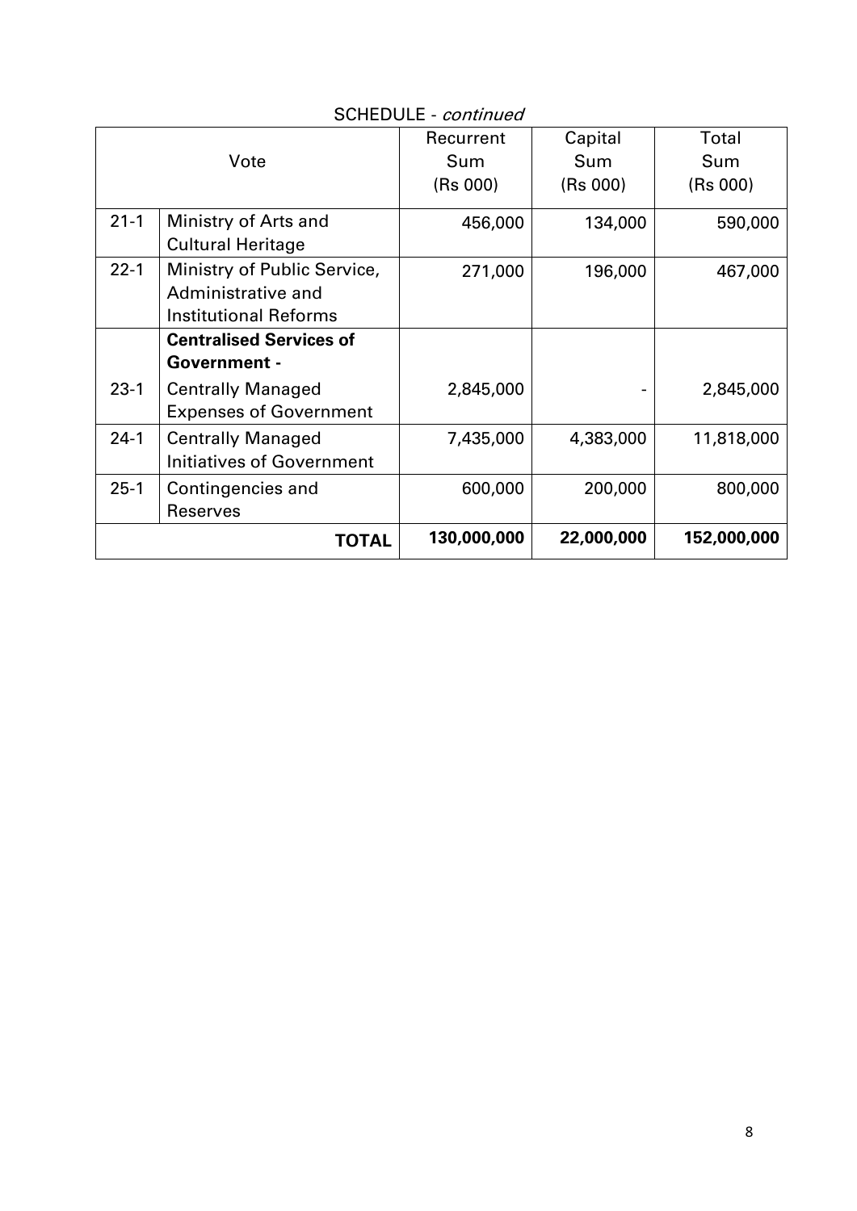SCHEDULE - *continued*

| Vote | | Recurrent Sum (Rs 000) | Capital Sum (Rs 000) | Total Sum (Rs 000) |
|---|---|---|---|---|
| 21-1 | Ministry of Arts and Cultural Heritage | 456,000 | 134,000 | 590,000 |
| 22-1 | Ministry of Public Service, Administrative and Institutional Reforms | 271,000 | 196,000 | 467,000 |
| | **Centralised Services of Government -** | | | |
| 23-1 | Centrally Managed Expenses of Government | 2,845,000 | - | 2,845,000 |
| 24-1 | Centrally Managed Initiatives of Government | 7,435,000 | 4,383,000 | 11,818,000 |
| 25-1 | Contingencies and Reserves | 600,000 | 200,000 | 800,000 |
| | **TOTAL** | **130,000,000** | **22,000,000** | **152,000,000** |